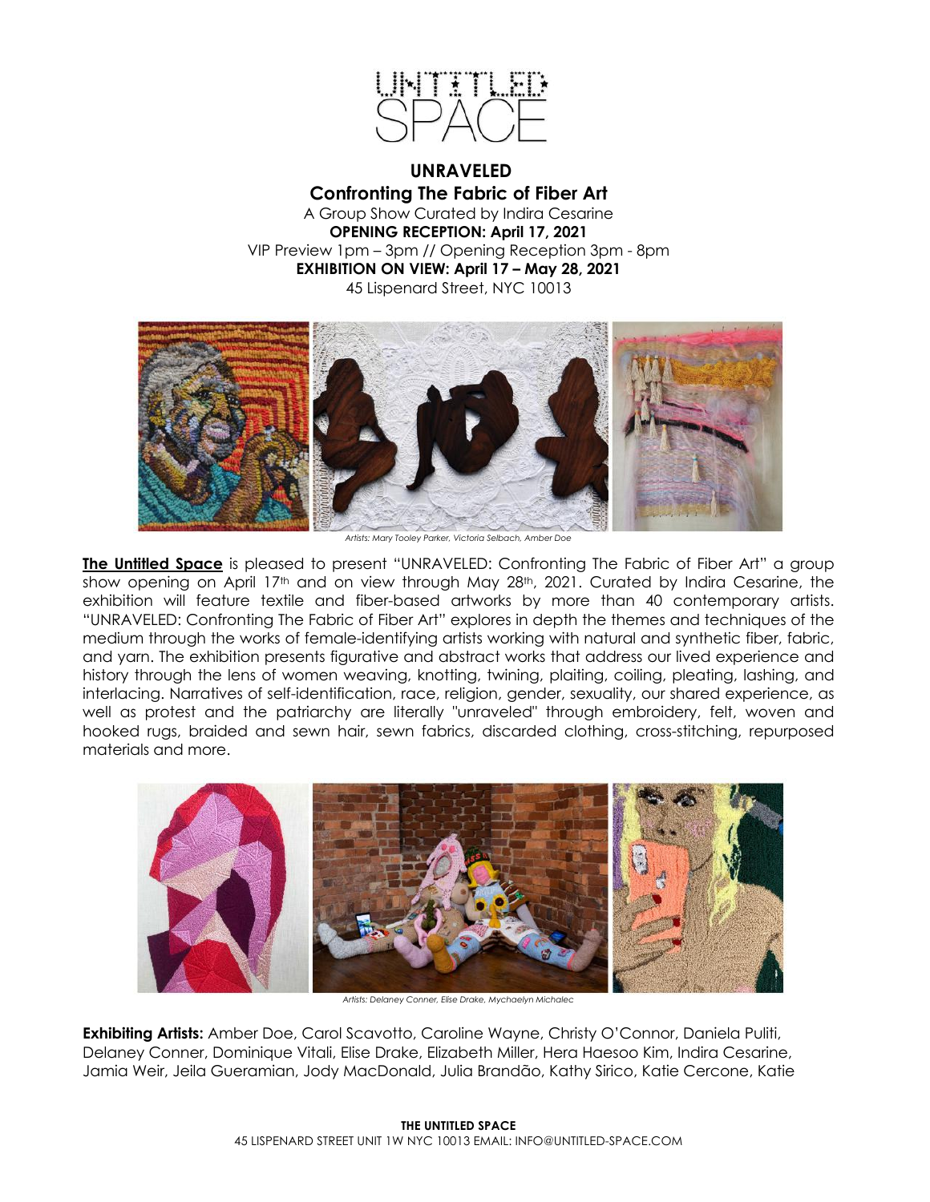# UNRAVELED

## Confronting The Fabric of Fiber Art

A Group Show Curated by Indira Cesarine

**OPENING RECEPTION: April 17, 2021**

VIP Preview 1pm – 3pm // Opening Reception 3pm - 8pm

**EXHIBITION ON VIEW: April 17 – May 28, 2021**

45 Lispenard Street, NYC 10013

*Artists: Mary Tooley Parker, Victoria Selbach, Amber Doe*

**The Untitled Space** is pleased to present "UNRAVELED: Confronting The Fabric of Fiber Art" a group show opening on April 17th and on view through May 28th, 2021. Curated by Indira Cesarine, the exhibition will feature textile and fiber-based artworks by more than 40 contemporary artists. "UNRAVELED: Confronting The Fabric of Fiber Art" explores in depth the themes and techniques of the medium through the works of female-identifying artists working with natural and synthetic fiber, fabric, and yarn. The exhibition presents figurative and abstract works that address our lived experience and history through the lens of women weaving, knotting, twining, plaiting, coiling, pleating, lashing, and interlacing. Narratives of self-identification, race, religion, gender, sexuality, our shared experience, as well as protest and the patriarchy are literally "unraveled" through embroidery, felt, woven and hooked rugs, braided and sewn hair, sewn fabrics, discarded clothing, cross-stitching, repurposed materials and more.

*Artists: Delaney Conner, Elise Drake, Mychaelyn Michalec*

**Exhibiting Artists:** Amber Doe, Carol Scavotto, Caroline Wayne, Christy O'Connor, Daniela Puliti, Delaney Conner, Dominique Vitali, Elise Drake, Elizabeth Miller, Hera Haesoo Kim, Indira Cesarine, Jamia Weir, Jeila Gueramian, Jody MacDonald, Julia Brandão, Kathy Sirico, Katie Cercone, Katie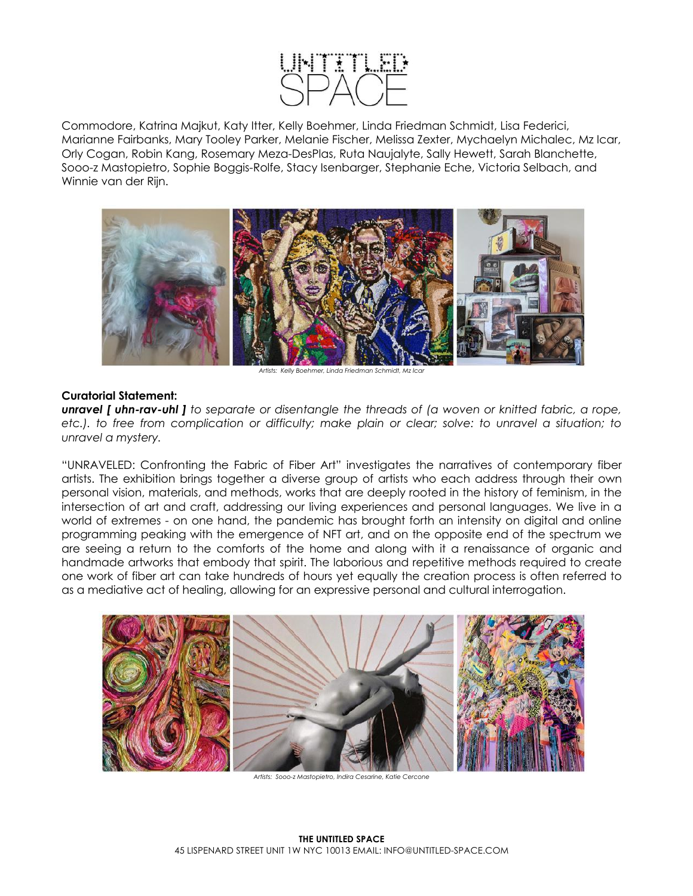Commodore, Katrina Majkut, Katy Itter, Kelly Boehmer, Linda Friedman Schmidt, Lisa Federici, Marianne Fairbanks, Mary Tooley Parker, Melanie Fischer, Melissa Zexter, Mychaelyn Michalec, Mz Icar, Orly Cogan, Robin Kang, Rosemary Meza-DesPlas, Ruta Naujalyte, Sally Hewett, Sarah Blanchette, Sooo-z Mastopietro, Sophie Boggis-Rolfe, Stacy Isenbarger, Stephanie Eche, Victoria Selbach, and Winnie van der Rijn.

*Artists: Kelly Boehmer, Linda Friedman Schmidt, Mz Icar*

**Curatorial Statement:**

***unravel [ uhn-rav-uhl ]*** *to separate or disentangle the threads of (a woven or knitted fabric, a rope, etc.). to free from complication or difficulty; make plain or clear; solve: to unravel a situation; to unravel a mystery.*

"UNRAVELED: Confronting the Fabric of Fiber Art" investigates the narratives of contemporary fiber artists. The exhibition brings together a diverse group of artists who each address through their own personal vision, materials, and methods, works that are deeply rooted in the history of feminism, in the intersection of art and craft, addressing our living experiences and personal languages. We live in a world of extremes - on one hand, the pandemic has brought forth an intensity on digital and online programming peaking with the emergence of NFT art, and on the opposite end of the spectrum we are seeing a return to the comforts of the home and along with it a renaissance of organic and handmade artworks that embody that spirit. The laborious and repetitive methods required to create one work of fiber art can take hundreds of hours yet equally the creation process is often referred to as a mediative act of healing, allowing for an expressive personal and cultural interrogation.

*Artists: Sooo-z Mastopietro, Indira Cesarine, Katie Cercone*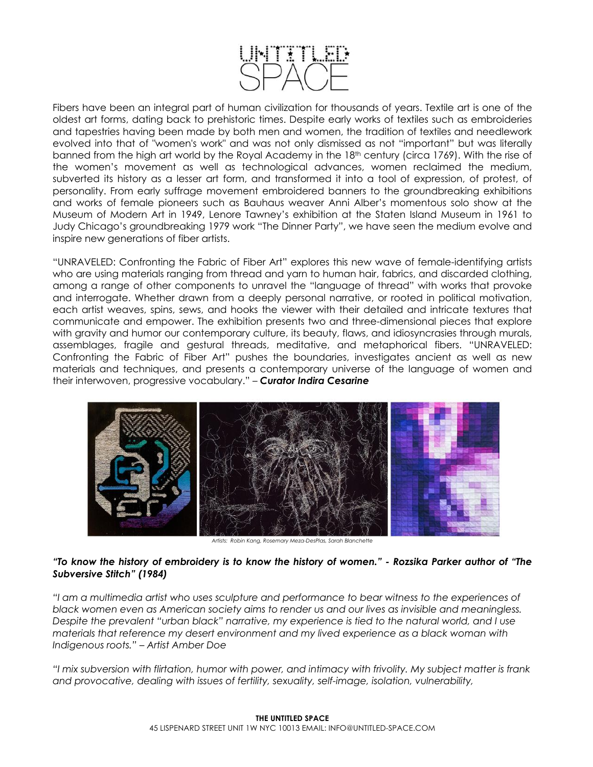Fibers have been an integral part of human civilization for thousands of years. Textile art is one of the oldest art forms, dating back to prehistoric times. Despite early works of textiles such as embroideries and tapestries having been made by both men and women, the tradition of textiles and needlework evolved into that of "women's work" and was not only dismissed as not "important" but was literally banned from the high art world by the Royal Academy in the 18th century (circa 1769). With the rise of the women's movement as well as technological advances, women reclaimed the medium, subverted its history as a lesser art form, and transformed it into a tool of expression, of protest, of personality. From early suffrage movement embroidered banners to the groundbreaking exhibitions and works of female pioneers such as Bauhaus weaver Anni Alber's momentous solo show at the Museum of Modern Art in 1949, Lenore Tawney's exhibition at the Staten Island Museum in 1961 to Judy Chicago's groundbreaking 1979 work "The Dinner Party", we have seen the medium evolve and inspire new generations of fiber artists.

"UNRAVELED: Confronting the Fabric of Fiber Art" explores this new wave of female-identifying artists who are using materials ranging from thread and yarn to human hair, fabrics, and discarded clothing, among a range of other components to unravel the "language of thread" with works that provoke and interrogate. Whether drawn from a deeply personal narrative, or rooted in political motivation, each artist weaves, spins, sews, and hooks the viewer with their detailed and intricate textures that communicate and empower. The exhibition presents two and three-dimensional pieces that explore with gravity and humor our contemporary culture, its beauty, flaws, and idiosyncrasies through murals, assemblages, fragile and gestural threads, meditative, and metaphorical fibers. "UNRAVELED: Confronting the Fabric of Fiber Art" pushes the boundaries, investigates ancient as well as new materials and techniques, and presents a contemporary universe of the language of women and their interwoven, progressive vocabulary." – ***Curator Indira Cesarine***

*Artists: Robin Kang, Rosemary Meza-DesPlas, Sarah Blanchette*

***"To know the history of embroidery is to know the history of women." - Rozsika Parker author of "The Subversive Stitch" (1984)***

*"I am a multimedia artist who uses sculpture and performance to bear witness to the experiences of black women even as American society aims to render us and our lives as invisible and meaningless. Despite the prevalent "urban black" narrative, my experience is tied to the natural world, and I use materials that reference my desert environment and my lived experience as a black woman with Indigenous roots." – Artist Amber Doe*

*"I mix subversion with flirtation, humor with power, and intimacy with frivolity. My subject matter is frank and provocative, dealing with issues of fertility, sexuality, self-image, isolation, vulnerability,*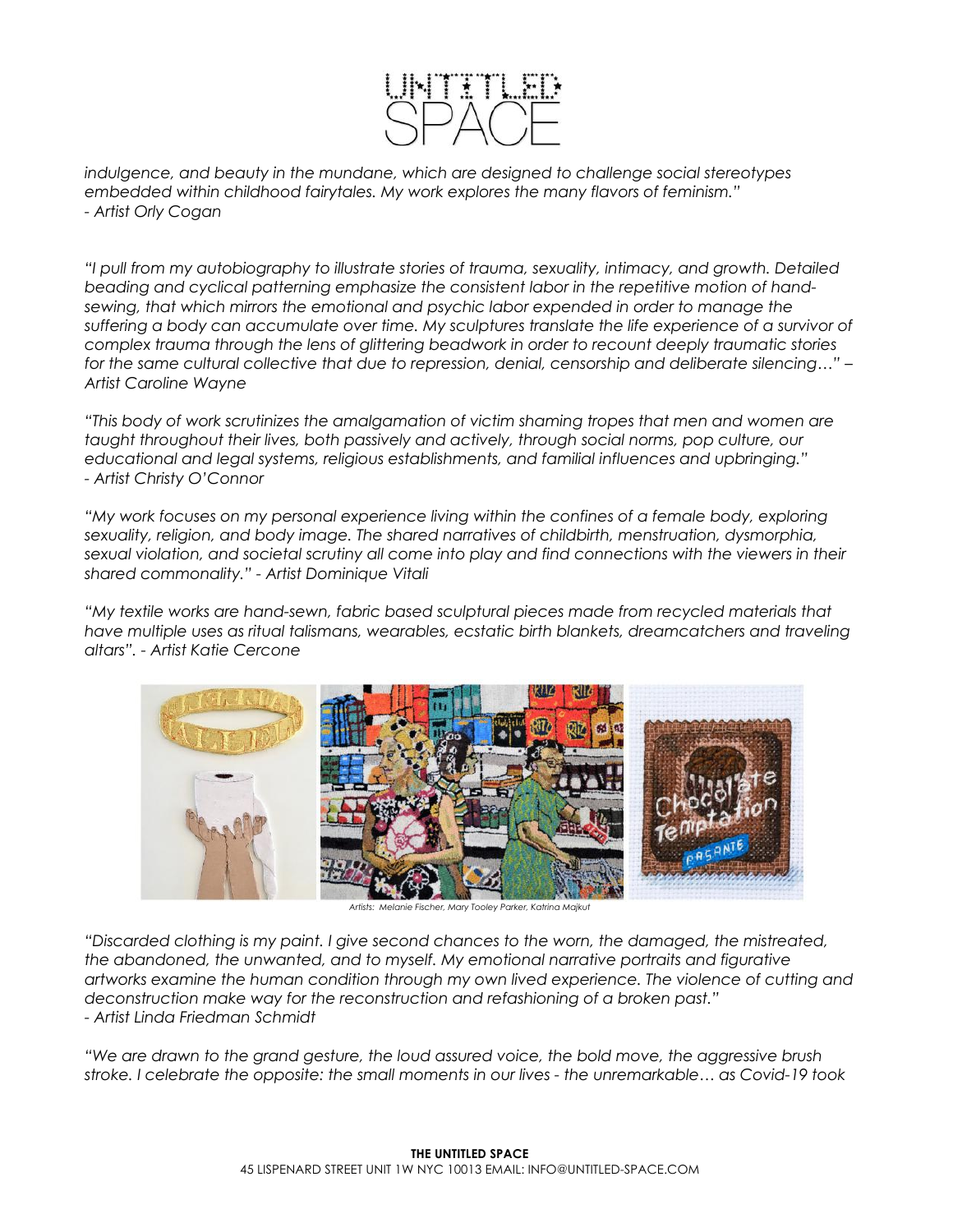*indulgence, and beauty in the mundane, which are designed to challenge social stereotypes embedded within childhood fairytales. My work explores the many flavors of feminism."*
*- Artist Orly Cogan*

*"I pull from my autobiography to illustrate stories of trauma, sexuality, intimacy, and growth. Detailed beading and cyclical patterning emphasize the consistent labor in the repetitive motion of hand-sewing, that which mirrors the emotional and psychic labor expended in order to manage the suffering a body can accumulate over time. My sculptures translate the life experience of a survivor of complex trauma through the lens of glittering beadwork in order to recount deeply traumatic stories for the same cultural collective that due to repression, denial, censorship and deliberate silencing…" – Artist Caroline Wayne*

*"This body of work scrutinizes the amalgamation of victim shaming tropes that men and women are taught throughout their lives, both passively and actively, through social norms, pop culture, our educational and legal systems, religious establishments, and familial influences and upbringing."*
*- Artist Christy O'Connor*

*"My work focuses on my personal experience living within the confines of a female body, exploring sexuality, religion, and body image. The shared narratives of childbirth, menstruation, dysmorphia, sexual violation, and societal scrutiny all come into play and find connections with the viewers in their shared commonality." - Artist Dominique Vitali*

*"My textile works are hand-sewn, fabric based sculptural pieces made from recycled materials that have multiple uses as ritual talismans, wearables, ecstatic birth blankets, dreamcatchers and traveling altars". - Artist Katie Cercone*

*Artists: Melanie Fischer, Mary Tooley Parker, Katrina Majkut*

*"Discarded clothing is my paint. I give second chances to the worn, the damaged, the mistreated, the abandoned, the unwanted, and to myself. My emotional narrative portraits and figurative artworks examine the human condition through my own lived experience. The violence of cutting and deconstruction make way for the reconstruction and refashioning of a broken past."*
*- Artist Linda Friedman Schmidt*

*"We are drawn to the grand gesture, the loud assured voice, the bold move, the aggressive brush stroke. I celebrate the opposite: the small moments in our lives - the unremarkable… as Covid-19 took*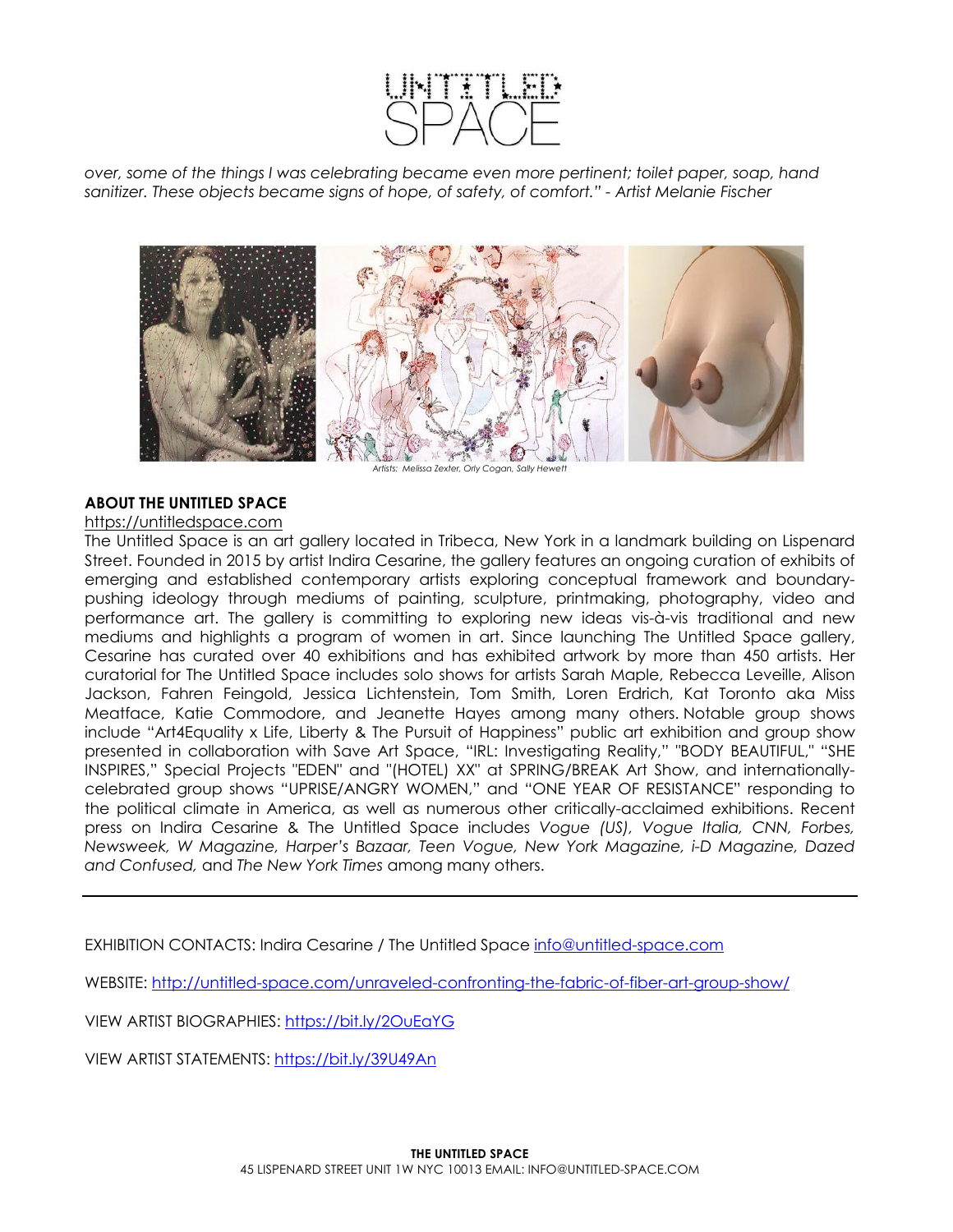*over, some of the things I was celebrating became even more pertinent; toilet paper, soap, hand sanitizer. These objects became signs of hope, of safety, of comfort." - Artist Melanie Fischer*

*Artists: Melissa Zexter, Orly Cogan, Sally Hewett*

**ABOUT THE UNTITLED SPACE**

https://untitledspace.com

The Untitled Space is an art gallery located in Tribeca, New York in a landmark building on Lispenard Street. Founded in 2015 by artist Indira Cesarine, the gallery features an ongoing curation of exhibits of emerging and established contemporary artists exploring conceptual framework and boundary-pushing ideology through mediums of painting, sculpture, printmaking, photography, video and performance art. The gallery is committing to exploring new ideas vis-à-vis traditional and new mediums and highlights a program of women in art. Since launching The Untitled Space gallery, Cesarine has curated over 40 exhibitions and has exhibited artwork by more than 450 artists. Her curatorial for The Untitled Space includes solo shows for artists Sarah Maple, Rebecca Leveille, Alison Jackson, Fahren Feingold, Jessica Lichtenstein, Tom Smith, Loren Erdrich, Kat Toronto aka Miss Meatface, Katie Commodore, and Jeanette Hayes among many others. Notable group shows include "Art4Equality x Life, Liberty & The Pursuit of Happiness" public art exhibition and group show presented in collaboration with Save Art Space, "IRL: Investigating Reality," "BODY BEAUTIFUL," "SHE INSPIRES," Special Projects "EDEN" and "(HOTEL) XX" at SPRING/BREAK Art Show, and internationally-celebrated group shows "UPRISE/ANGRY WOMEN," and "ONE YEAR OF RESISTANCE" responding to the political climate in America, as well as numerous other critically-acclaimed exhibitions. Recent press on Indira Cesarine & The Untitled Space includes *Vogue (US), Vogue Italia, CNN, Forbes, Newsweek, W Magazine, Harper's Bazaar, Teen Vogue, New York Magazine, i-D Magazine, Dazed and Confused,* and *The New York Times* among many others.

---

EXHIBITION CONTACTS: Indira Cesarine / The Untitled Space info@untitled-space.com

WEBSITE: http://untitled-space.com/unraveled-confronting-the-fabric-of-fiber-art-group-show/

VIEW ARTIST BIOGRAPHIES: https://bit.ly/2OuEaYG

VIEW ARTIST STATEMENTS: https://bit.ly/39U49An

**THE UNTITLED SPACE**
45 LISPENARD STREET UNIT 1W NYC 10013 EMAIL: INFO@UNTITLED-SPACE.COM